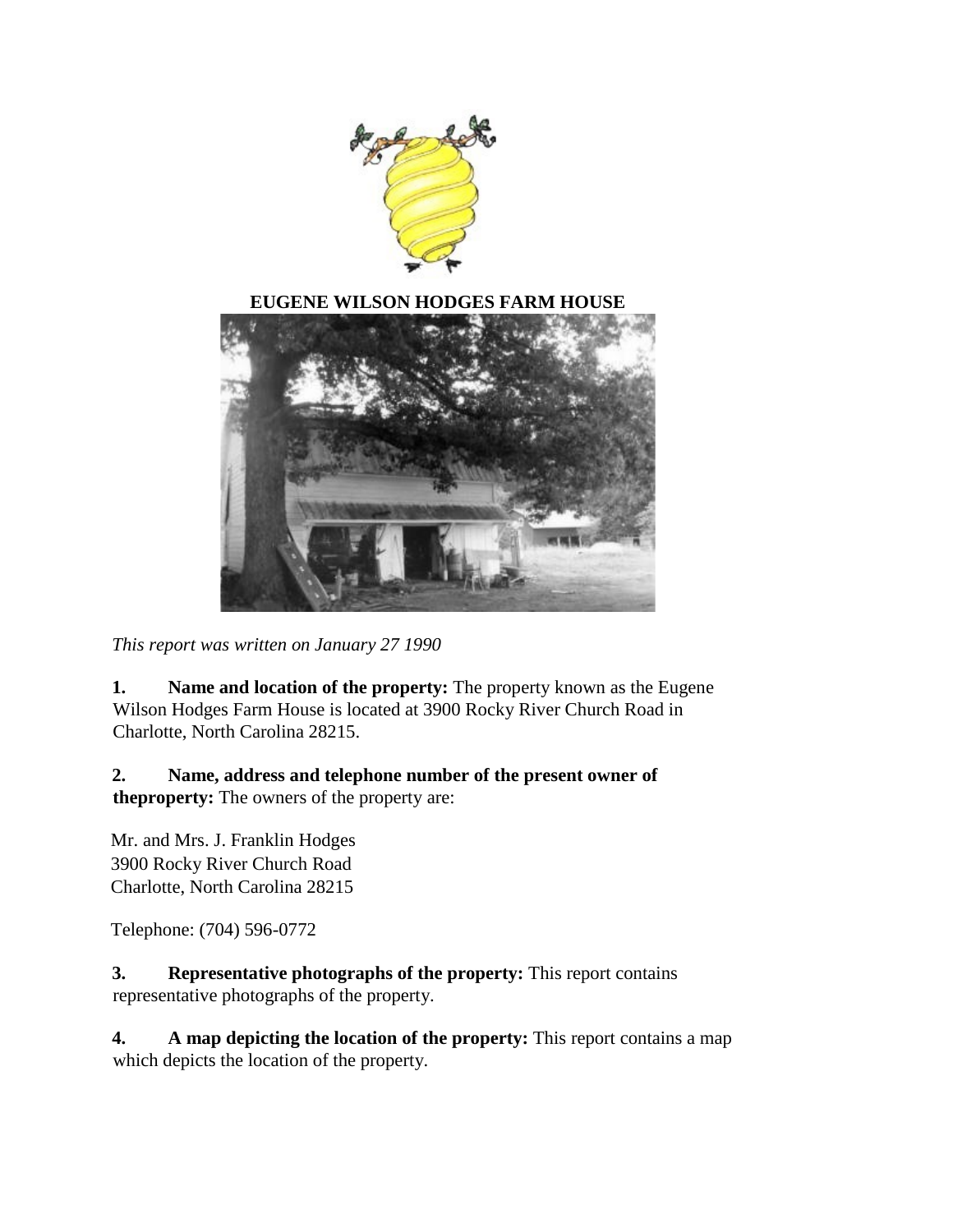# EUGENE WILSON HODGES FARM HOUSE

*This report was written on January 27 1990*

**1. Name and location of the property:** The property known as the Eugene Wilson Hodges Farm House is located at 3900 Rocky River Church Road in Charlotte, North Carolina 28215.

**2. Name, address and telephone number of the present owner of theproperty:** The owners of the property are:

Mr. and Mrs. J. Franklin Hodges
3900 Rocky River Church Road
Charlotte, North Carolina 28215

Telephone: (704) 596-0772

**3. Representative photographs of the property:** This report contains representative photographs of the property.

**4. A map depicting the location of the property:** This report contains a map which depicts the location of the property.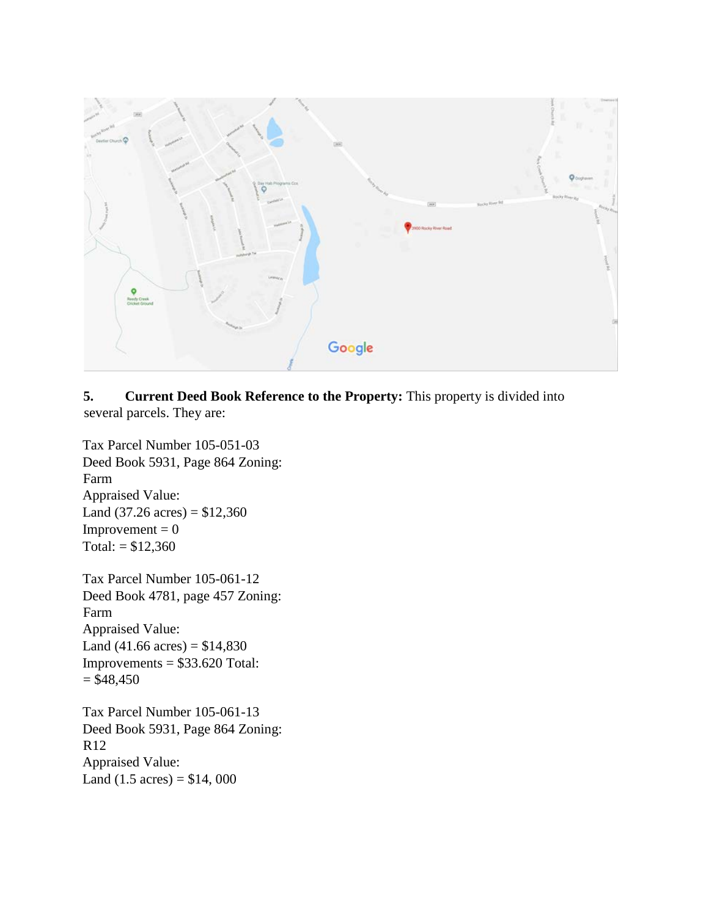**5. Current Deed Book Reference to the Property:** This property is divided into several parcels. They are:

Tax Parcel Number 105-051-03
Deed Book 5931, Page 864 Zoning:
Farm
Appraised Value:
Land (37.26 acres) = $12,360
Improvement = 0
Total: = $12,360

Tax Parcel Number 105-061-12
Deed Book 4781, page 457 Zoning:
Farm
Appraised Value:
Land (41.66 acres) = $14,830
Improvements = $33.620 Total:
= $48,450

Tax Parcel Number 105-061-13
Deed Book 5931, Page 864 Zoning:
R12
Appraised Value:
Land (1.5 acres) = $14, 000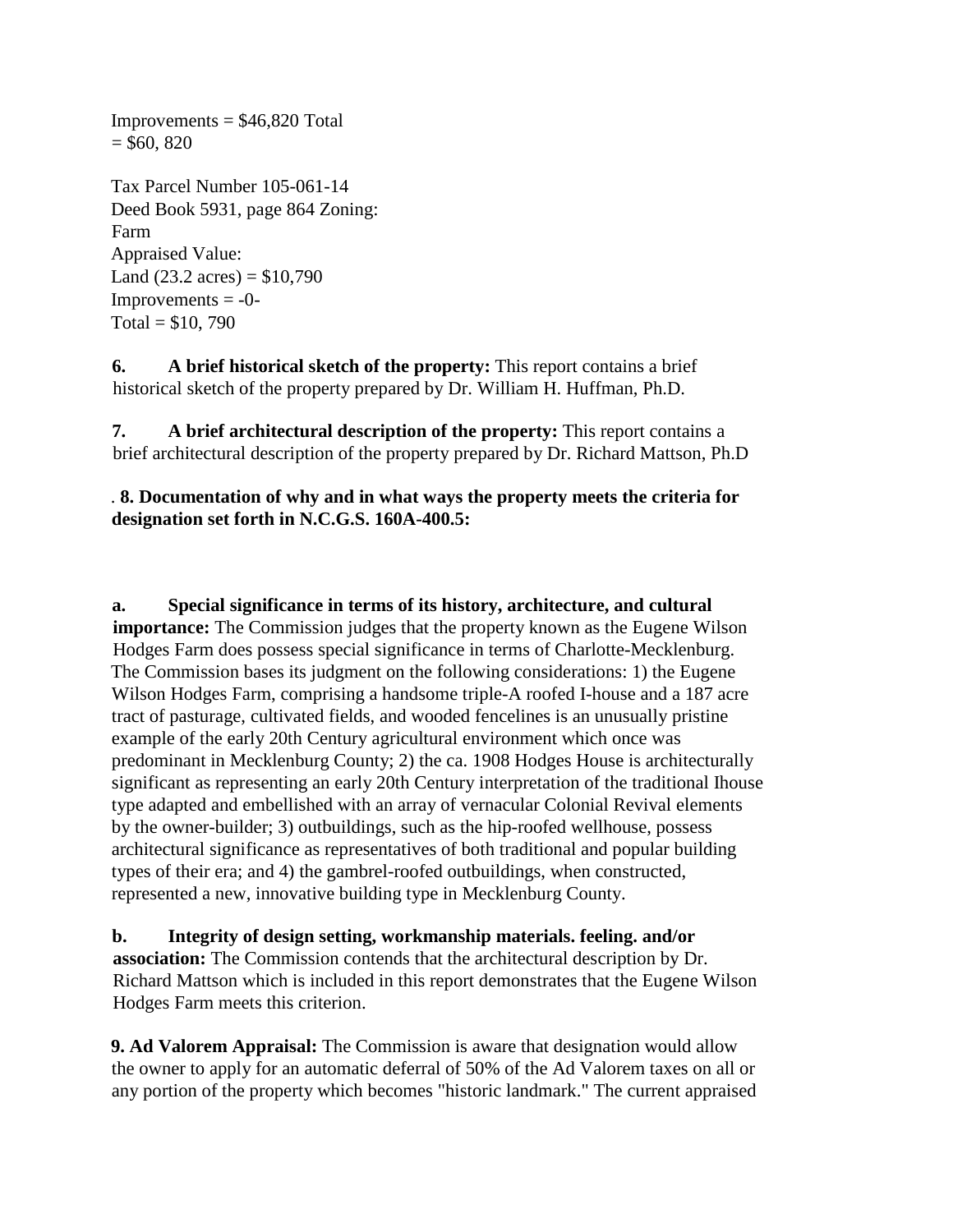Improvements = $46,820 Total
= $60, 820

Tax Parcel Number 105-061-14
Deed Book 5931, page 864 Zoning:
Farm
Appraised Value:
Land (23.2 acres) = $10,790
Improvements = -0-
Total = $10, 790

**6. A brief historical sketch of the property:** This report contains a brief historical sketch of the property prepared by Dr. William H. Huffman, Ph.D.

**7. A brief architectural description of the property:** This report contains a brief architectural description of the property prepared by Dr. Richard Mattson, Ph.D

. **8. Documentation of why and in what ways the property meets the criteria for designation set forth in N.C.G.S. 160A-400.5:**

**a. Special significance in terms of its history, architecture, and cultural importance:** The Commission judges that the property known as the Eugene Wilson Hodges Farm does possess special significance in terms of Charlotte-Mecklenburg. The Commission bases its judgment on the following considerations: 1) the Eugene Wilson Hodges Farm, comprising a handsome triple-A roofed I-house and a 187 acre tract of pasturage, cultivated fields, and wooded fencelines is an unusually pristine example of the early 20th Century agricultural environment which once was predominant in Mecklenburg County; 2) the ca. 1908 Hodges House is architecturally significant as representing an early 20th Century interpretation of the traditional Ihouse type adapted and embellished with an array of vernacular Colonial Revival elements by the owner-builder; 3) outbuildings, such as the hip-roofed wellhouse, possess architectural significance as representatives of both traditional and popular building types of their era; and 4) the gambrel-roofed outbuildings, when constructed, represented a new, innovative building type in Mecklenburg County.

**b. Integrity of design setting, workmanship materials. feeling. and/or association:** The Commission contends that the architectural description by Dr. Richard Mattson which is included in this report demonstrates that the Eugene Wilson Hodges Farm meets this criterion.

**9. Ad Valorem Appraisal:** The Commission is aware that designation would allow the owner to apply for an automatic deferral of 50% of the Ad Valorem taxes on all or any portion of the property which becomes "historic landmark." The current appraised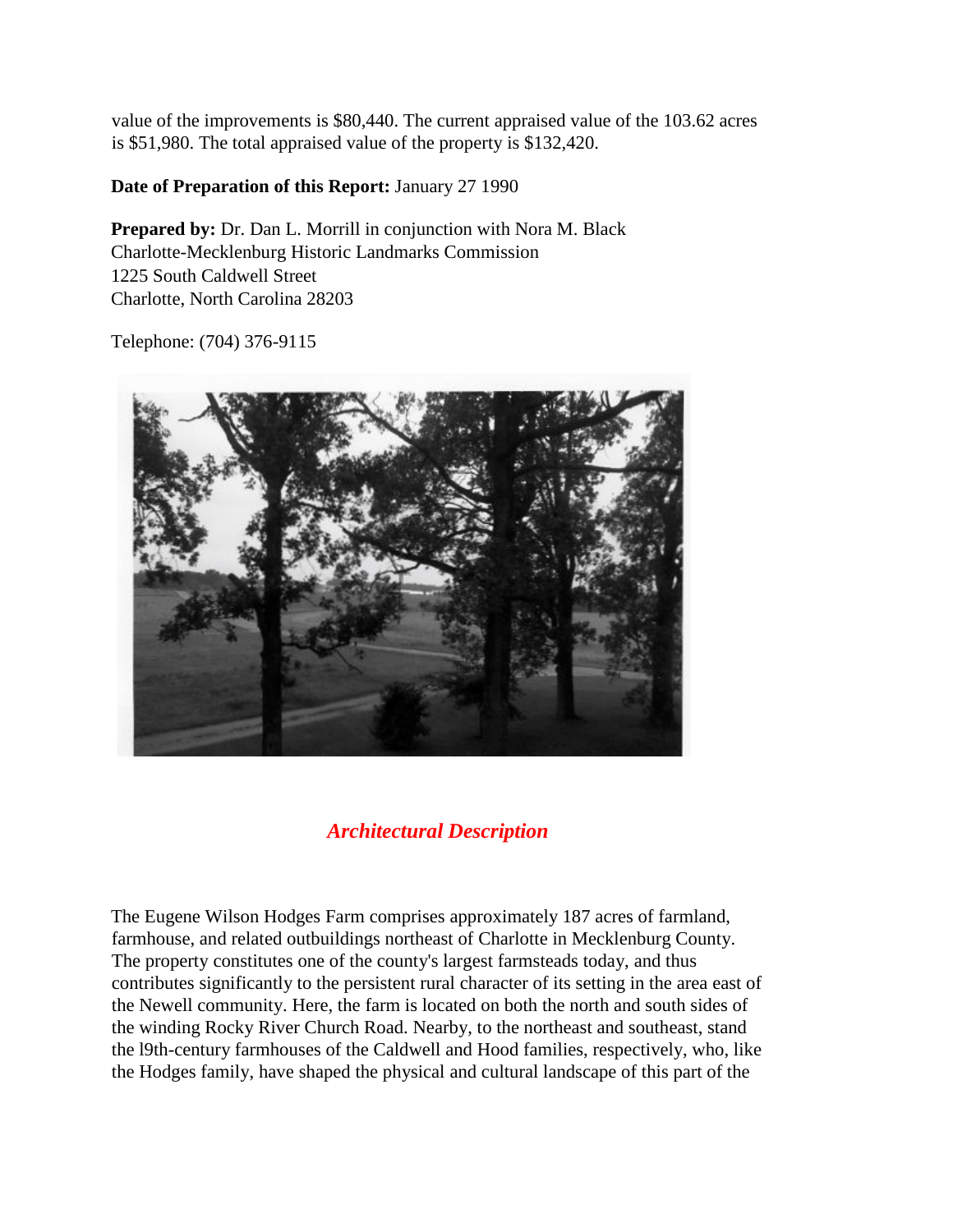value of the improvements is $80,440. The current appraised value of the 103.62 acres is $51,980. The total appraised value of the property is $132,420.

**Date of Preparation of this Report:** January 27 1990

**Prepared by:** Dr. Dan L. Morrill in conjunction with Nora M. Black
Charlotte-Mecklenburg Historic Landmarks Commission
1225 South Caldwell Street
Charlotte, North Carolina 28203

Telephone: (704) 376-9115

## *Architectural Description*

The Eugene Wilson Hodges Farm comprises approximately 187 acres of farmland, farmhouse, and related outbuildings northeast of Charlotte in Mecklenburg County. The property constitutes one of the county's largest farmsteads today, and thus contributes significantly to the persistent rural character of its setting in the area east of the Newell community. Here, the farm is located on both the north and south sides of the winding Rocky River Church Road. Nearby, to the northeast and southeast, stand the l9th-century farmhouses of the Caldwell and Hood families, respectively, who, like the Hodges family, have shaped the physical and cultural landscape of this part of the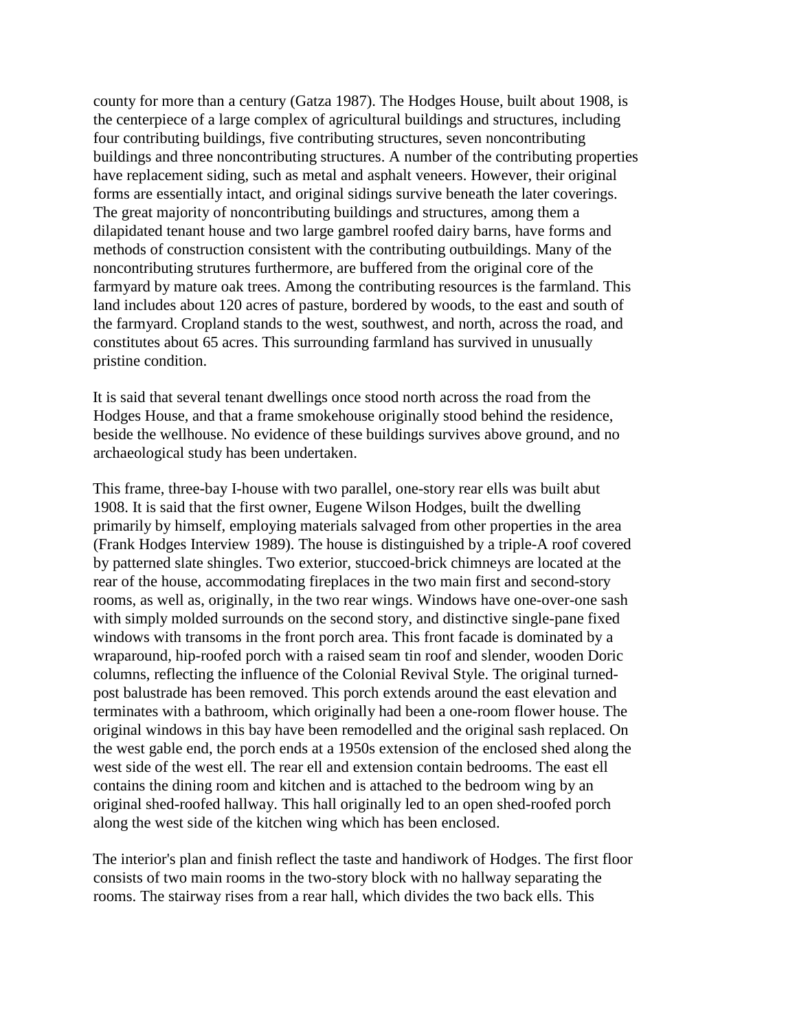county for more than a century (Gatza 1987). The Hodges House, built about 1908, is the centerpiece of a large complex of agricultural buildings and structures, including four contributing buildings, five contributing structures, seven noncontributing buildings and three noncontributing structures. A number of the contributing properties have replacement siding, such as metal and asphalt veneers. However, their original forms are essentially intact, and original sidings survive beneath the later coverings. The great majority of noncontributing buildings and structures, among them a dilapidated tenant house and two large gambrel roofed dairy barns, have forms and methods of construction consistent with the contributing outbuildings. Many of the noncontributing strutures furthermore, are buffered from the original core of the farmyard by mature oak trees. Among the contributing resources is the farmland. This land includes about 120 acres of pasture, bordered by woods, to the east and south of the farmyard. Cropland stands to the west, southwest, and north, across the road, and constitutes about 65 acres. This surrounding farmland has survived in unusually pristine condition.

It is said that several tenant dwellings once stood north across the road from the Hodges House, and that a frame smokehouse originally stood behind the residence, beside the wellhouse. No evidence of these buildings survives above ground, and no archaeological study has been undertaken.

This frame, three-bay I-house with two parallel, one-story rear ells was built abut 1908. It is said that the first owner, Eugene Wilson Hodges, built the dwelling primarily by himself, employing materials salvaged from other properties in the area (Frank Hodges Interview 1989). The house is distinguished by a triple-A roof covered by patterned slate shingles. Two exterior, stuccoed-brick chimneys are located at the rear of the house, accommodating fireplaces in the two main first and second-story rooms, as well as, originally, in the two rear wings. Windows have one-over-one sash with simply molded surrounds on the second story, and distinctive single-pane fixed windows with transoms in the front porch area. This front facade is dominated by a wraparound, hip-roofed porch with a raised seam tin roof and slender, wooden Doric columns, reflecting the influence of the Colonial Revival Style. The original turned-post balustrade has been removed. This porch extends around the east elevation and terminates with a bathroom, which originally had been a one-room flower house. The original windows in this bay have been remodelled and the original sash replaced. On the west gable end, the porch ends at a 1950s extension of the enclosed shed along the west side of the west ell. The rear ell and extension contain bedrooms. The east ell contains the dining room and kitchen and is attached to the bedroom wing by an original shed-roofed hallway. This hall originally led to an open shed-roofed porch along the west side of the kitchen wing which has been enclosed.

The interior's plan and finish reflect the taste and handiwork of Hodges. The first floor consists of two main rooms in the two-story block with no hallway separating the rooms. The stairway rises from a rear hall, which divides the two back ells. This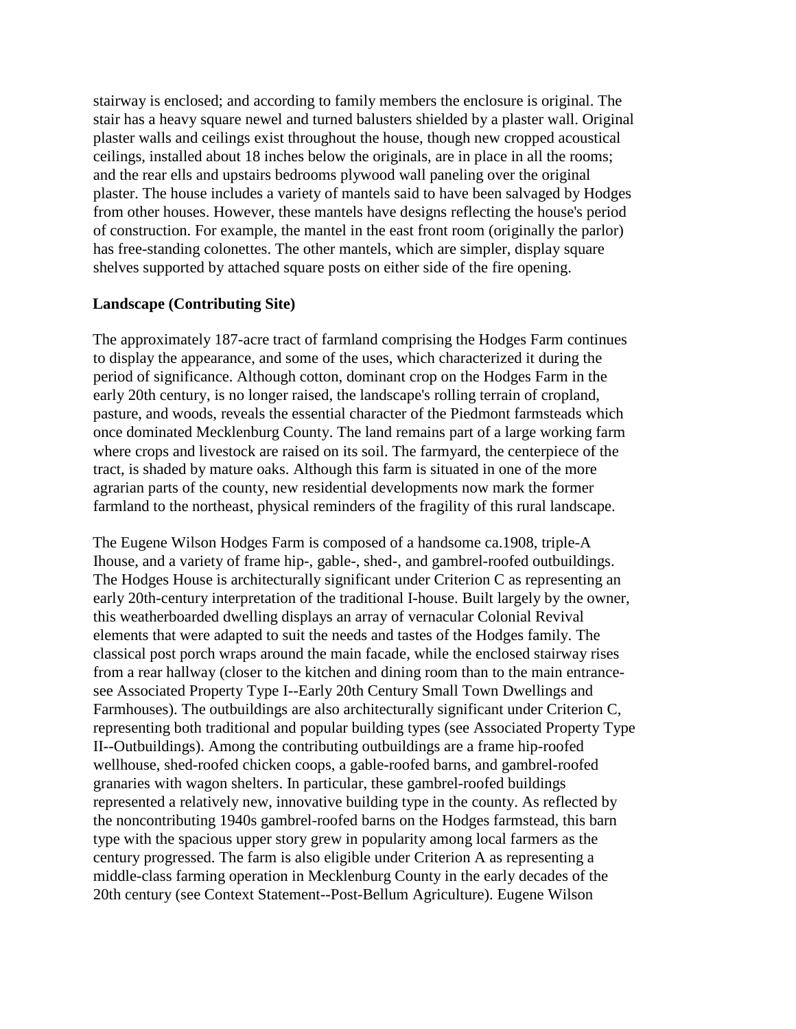stairway is enclosed; and according to family members the enclosure is original. The stair has a heavy square newel and turned balusters shielded by a plaster wall. Original plaster walls and ceilings exist throughout the house, though new cropped acoustical ceilings, installed about 18 inches below the originals, are in place in all the rooms; and the rear ells and upstairs bedrooms plywood wall paneling over the original plaster. The house includes a variety of mantels said to have been salvaged by Hodges from other houses. However, these mantels have designs reflecting the house's period of construction. For example, the mantel in the east front room (originally the parlor) has free-standing colonettes. The other mantels, which are simpler, display square shelves supported by attached square posts on either side of the fire opening.

**Landscape (Contributing Site)**

The approximately 187-acre tract of farmland comprising the Hodges Farm continues to display the appearance, and some of the uses, which characterized it during the period of significance. Although cotton, dominant crop on the Hodges Farm in the early 20th century, is no longer raised, the landscape's rolling terrain of cropland, pasture, and woods, reveals the essential character of the Piedmont farmsteads which once dominated Mecklenburg County. The land remains part of a large working farm where crops and livestock are raised on its soil. The farmyard, the centerpiece of the tract, is shaded by mature oaks. Although this farm is situated in one of the more agrarian parts of the county, new residential developments now mark the former farmland to the northeast, physical reminders of the fragility of this rural landscape.

The Eugene Wilson Hodges Farm is composed of a handsome ca.1908, triple-A Ihouse, and a variety of frame hip-, gable-, shed-, and gambrel-roofed outbuildings. The Hodges House is architecturally significant under Criterion C as representing an early 20th-century interpretation of the traditional I-house. Built largely by the owner, this weatherboarded dwelling displays an array of vernacular Colonial Revival elements that were adapted to suit the needs and tastes of the Hodges family. The classical post porch wraps around the main facade, while the enclosed stairway rises from a rear hallway (closer to the kitchen and dining room than to the main entrance-see Associated Property Type I--Early 20th Century Small Town Dwellings and Farmhouses). The outbuildings are also architecturally significant under Criterion C, representing both traditional and popular building types (see Associated Property Type II--Outbuildings). Among the contributing outbuildings are a frame hip-roofed wellhouse, shed-roofed chicken coops, a gable-roofed barns, and gambrel-roofed granaries with wagon shelters. In particular, these gambrel-roofed buildings represented a relatively new, innovative building type in the county. As reflected by the noncontributing 1940s gambrel-roofed barns on the Hodges farmstead, this barn type with the spacious upper story grew in popularity among local farmers as the century progressed. The farm is also eligible under Criterion A as representing a middle-class farming operation in Mecklenburg County in the early decades of the 20th century (see Context Statement--Post-Bellum Agriculture). Eugene Wilson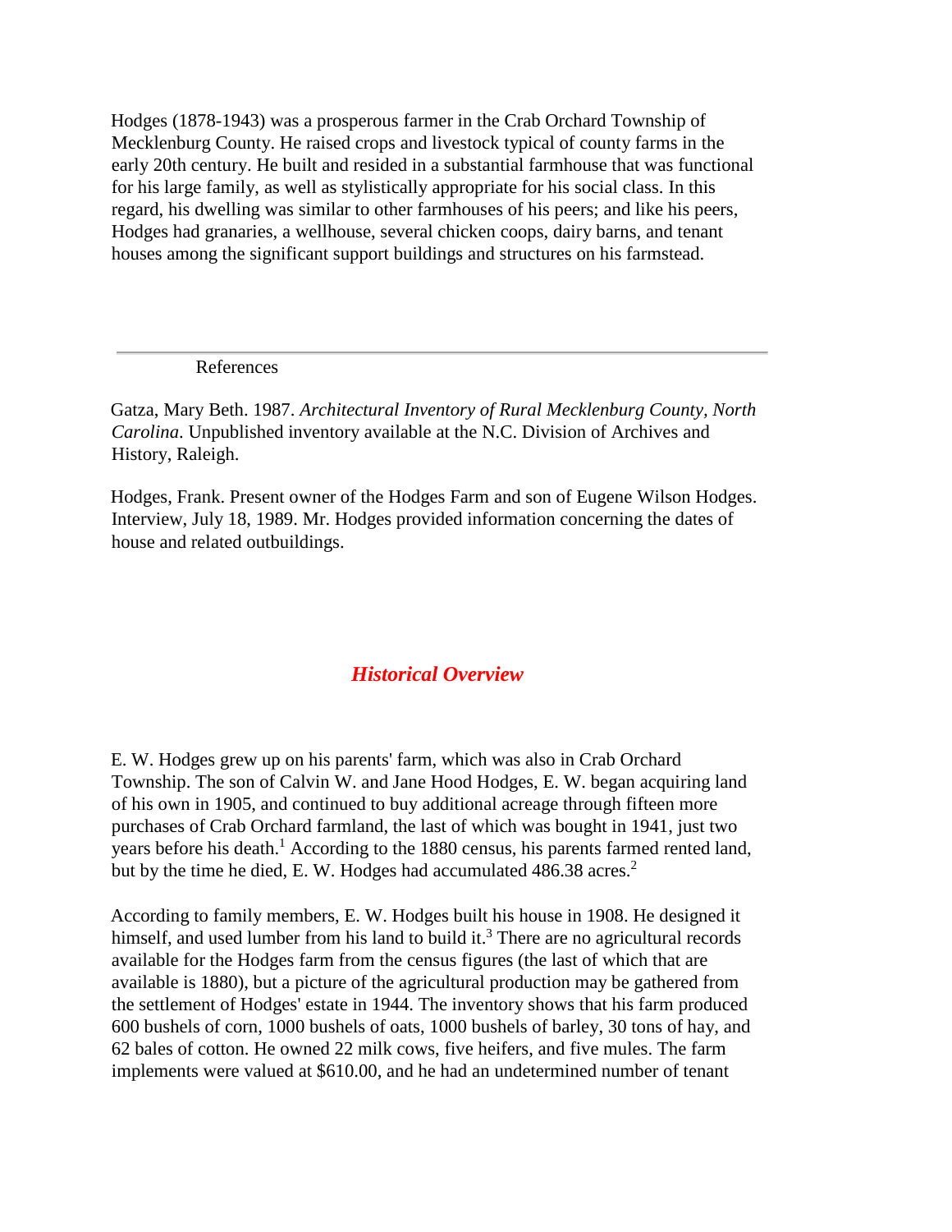Hodges (1878-1943) was a prosperous farmer in the Crab Orchard Township of Mecklenburg County. He raised crops and livestock typical of county farms in the early 20th century. He built and resided in a substantial farmhouse that was functional for his large family, as well as stylistically appropriate for his social class. In this regard, his dwelling was similar to other farmhouses of his peers; and like his peers, Hodges had granaries, a wellhouse, several chicken coops, dairy barns, and tenant houses among the significant support buildings and structures on his farmstead.

---

References

Gatza, Mary Beth. 1987. *Architectural Inventory of Rural Mecklenburg County, North Carolina*. Unpublished inventory available at the N.C. Division of Archives and History, Raleigh.

Hodges, Frank. Present owner of the Hodges Farm and son of Eugene Wilson Hodges. Interview, July 18, 1989. Mr. Hodges provided information concerning the dates of house and related outbuildings.

## *Historical Overview*

E. W. Hodges grew up on his parents' farm, which was also in Crab Orchard Township. The son of Calvin W. and Jane Hood Hodges, E. W. began acquiring land of his own in 1905, and continued to buy additional acreage through fifteen more purchases of Crab Orchard farmland, the last of which was bought in 1941, just two years before his death.[1] According to the 1880 census, his parents farmed rented land, but by the time he died, E. W. Hodges had accumulated 486.38 acres.[2]

According to family members, E. W. Hodges built his house in 1908. He designed it himself, and used lumber from his land to build it.[3] There are no agricultural records available for the Hodges farm from the census figures (the last of which that are available is 1880), but a picture of the agricultural production may be gathered from the settlement of Hodges' estate in 1944. The inventory shows that his farm produced 600 bushels of corn, 1000 bushels of oats, 1000 bushels of barley, 30 tons of hay, and 62 bales of cotton. He owned 22 milk cows, five heifers, and five mules. The farm implements were valued at $610.00, and he had an undetermined number of tenant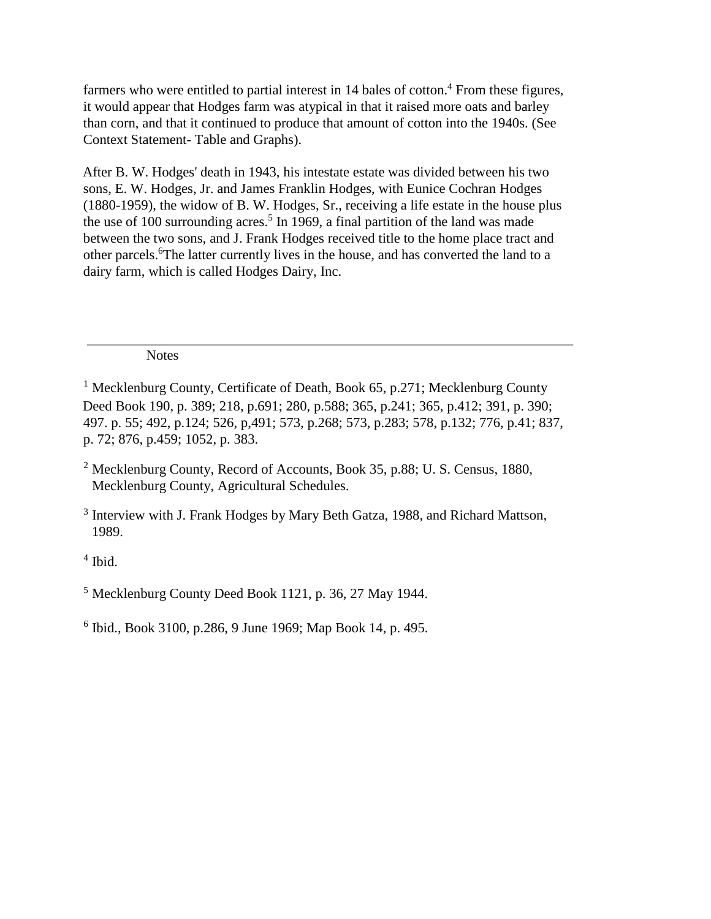farmers who were entitled to partial interest in 14 bales of cotton.[4] From these figures, it would appear that Hodges farm was atypical in that it raised more oats and barley than corn, and that it continued to produce that amount of cotton into the 1940s. (See Context Statement- Table and Graphs).

After B. W. Hodges' death in 1943, his intestate estate was divided between his two sons, E. W. Hodges, Jr. and James Franklin Hodges, with Eunice Cochran Hodges (1880-1959), the widow of B. W. Hodges, Sr., receiving a life estate in the house plus the use of 100 surrounding acres.[5] In 1969, a final partition of the land was made between the two sons, and J. Frank Hodges received title to the home place tract and other parcels.[6]The latter currently lives in the house, and has converted the land to a dairy farm, which is called Hodges Dairy, Inc.

---

Notes

[1] Mecklenburg County, Certificate of Death, Book 65, p.271; Mecklenburg County Deed Book 190, p. 389; 218, p.691; 280, p.588; 365, p.241; 365, p.412; 391, p. 390; 497. p. 55; 492, p.124; 526, p,491; 573, p.268; 573, p.283; 578, p.132; 776, p.41; 837, p. 72; 876, p.459; 1052, p. 383.

[2] Mecklenburg County, Record of Accounts, Book 35, p.88; U. S. Census, 1880, Mecklenburg County, Agricultural Schedules.

[3] Interview with J. Frank Hodges by Mary Beth Gatza, 1988, and Richard Mattson, 1989.

[4] Ibid.

[5] Mecklenburg County Deed Book 1121, p. 36, 27 May 1944.

[6] Ibid., Book 3100, p.286, 9 June 1969; Map Book 14, p. 495.